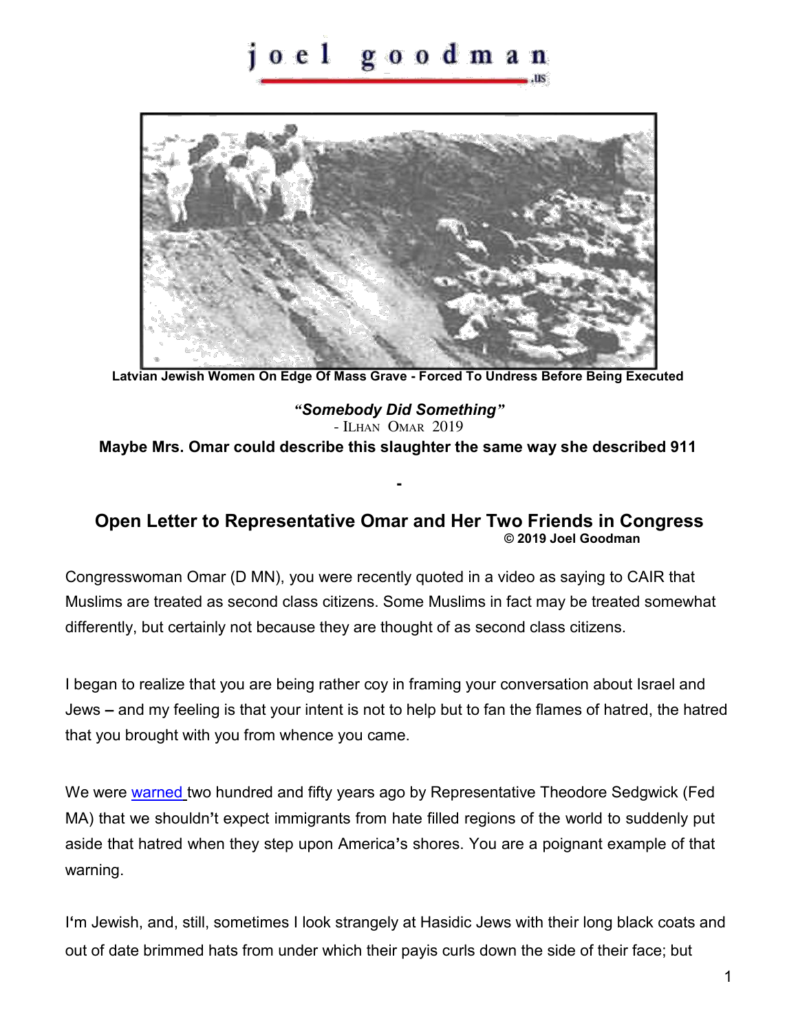joel goodman .us

Latvian Jewish Women On Edge Of Mass Grave - Forced To Undress Before Being Executed

***"Somebody Did Something"***

- Ilhan Omar 2019

**Maybe Mrs. Omar could describe this slaughter the same way she described 911**

-

## Open Letter to Representative Omar and Her Two Friends in Congress

**© 2019 Joel Goodman**

Congresswoman Omar (D MN), you were recently quoted in a video as saying to CAIR that Muslims are treated as second class citizens. Some Muslims in fact may be treated somewhat differently, but certainly not because they are thought of as second class citizens.

I began to realize that you are being rather coy in framing your conversation about Israel and Jews – and my feeling is that your intent is not to help but to fan the flames of hatred, the hatred that you brought with you from whence you came.

We were warned two hundred and fifty years ago by Representative Theodore Sedgwick (Fed MA) that we shouldn't expect immigrants from hate filled regions of the world to suddenly put aside that hatred when they step upon America's shores. You are a poignant example of that warning.

I'm Jewish, and, still, sometimes I look strangely at Hasidic Jews with their long black coats and out of date brimmed hats from under which their payis curls down the side of their face; but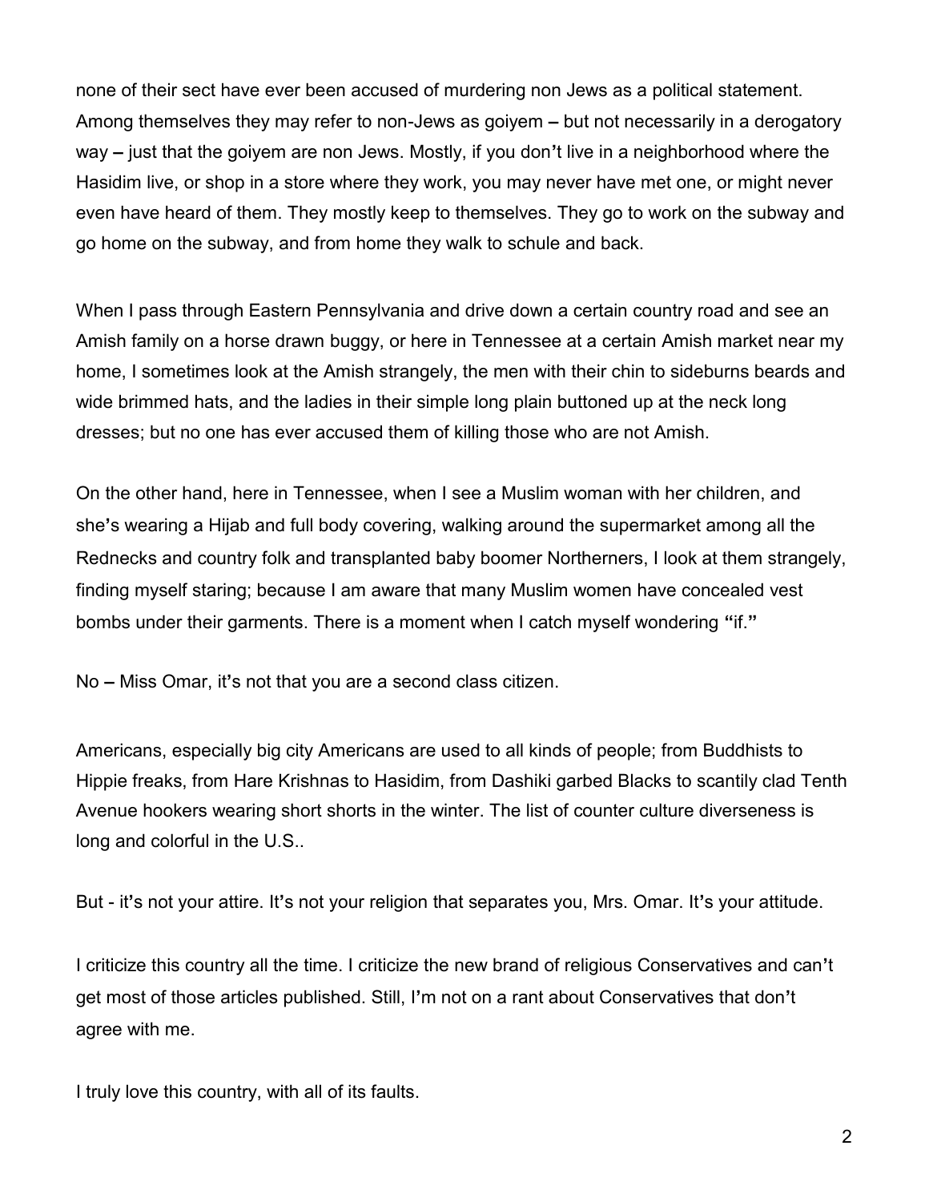none of their sect have ever been accused of murdering non Jews as a political statement. Among themselves they may refer to non-Jews as goiyem – but not necessarily in a derogatory way – just that the goiyem are non Jews. Mostly, if you don't live in a neighborhood where the Hasidim live, or shop in a store where they work, you may never have met one, or might never even have heard of them. They mostly keep to themselves. They go to work on the subway and go home on the subway, and from home they walk to schule and back.

When I pass through Eastern Pennsylvania and drive down a certain country road and see an Amish family on a horse drawn buggy, or here in Tennessee at a certain Amish market near my home, I sometimes look at the Amish strangely, the men with their chin to sideburns beards and wide brimmed hats, and the ladies in their simple long plain buttoned up at the neck long dresses; but no one has ever accused them of killing those who are not Amish.

On the other hand, here in Tennessee, when I see a Muslim woman with her children, and she's wearing a Hijab and full body covering, walking around the supermarket among all the Rednecks and country folk and transplanted baby boomer Northerners, I look at them strangely, finding myself staring; because I am aware that many Muslim women have concealed vest bombs under their garments. There is a moment when I catch myself wondering "if."

No – Miss Omar, it's not that you are a second class citizen.

Americans, especially big city Americans are used to all kinds of people; from Buddhists to Hippie freaks, from Hare Krishnas to Hasidim, from Dashiki garbed Blacks to scantily clad Tenth Avenue hookers wearing short shorts in the winter. The list of counter culture diverseness is long and colorful in the U.S..

But - it's not your attire. It's not your religion that separates you, Mrs. Omar. It's your attitude.

I criticize this country all the time. I criticize the new brand of religious Conservatives and can't get most of those articles published. Still, I'm not on a rant about Conservatives that don't agree with me.

I truly love this country, with all of its faults.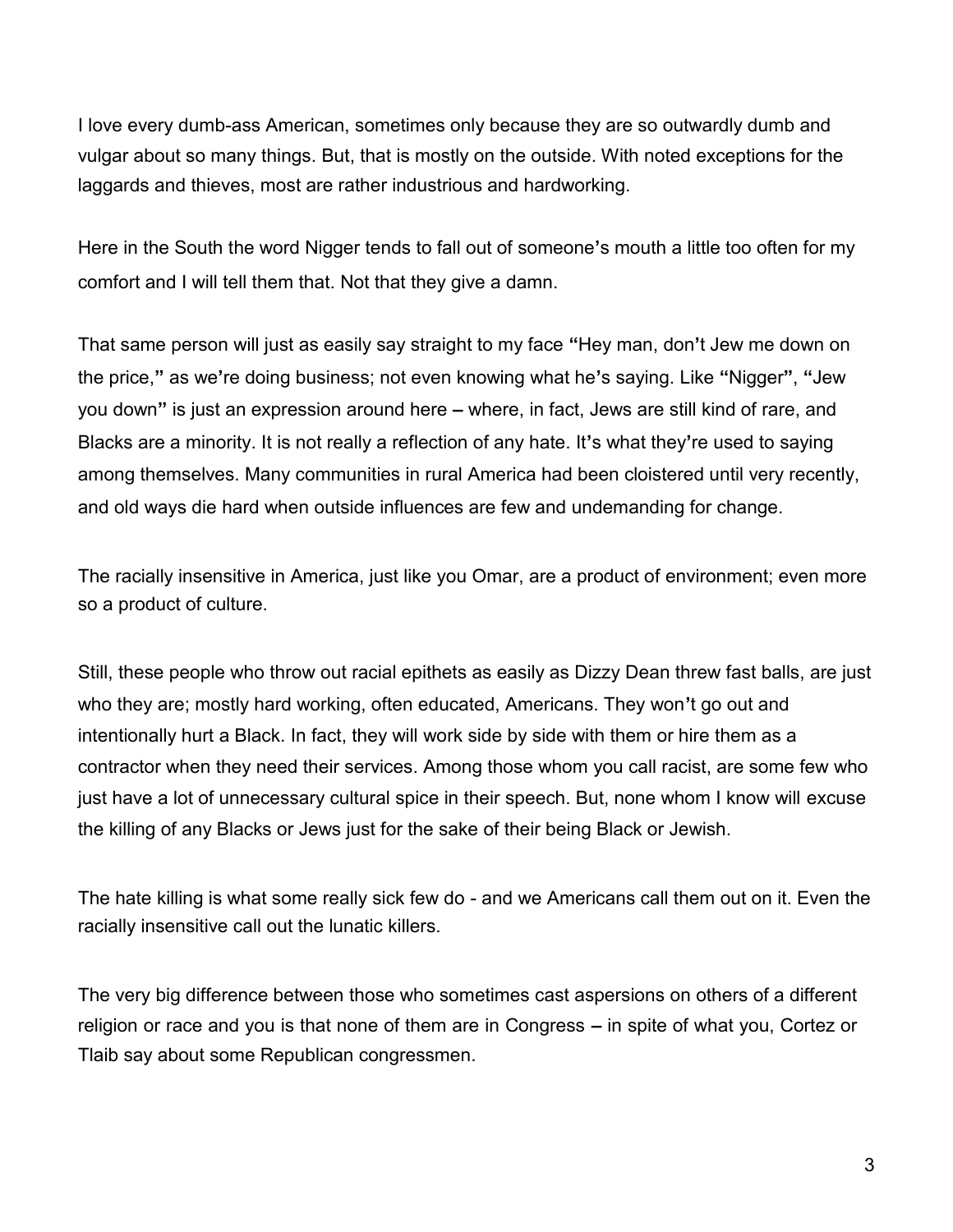I love every dumb-ass American, sometimes only because they are so outwardly dumb and vulgar about so many things. But, that is mostly on the outside. With noted exceptions for the laggards and thieves, most are rather industrious and hardworking.

Here in the South the word Nigger tends to fall out of someone's mouth a little too often for my comfort and I will tell them that. Not that they give a damn.

That same person will just as easily say straight to my face "Hey man, don't Jew me down on the price," as we're doing business; not even knowing what he's saying. Like "Nigger", "Jew you down" is just an expression around here – where, in fact, Jews are still kind of rare, and Blacks are a minority. It is not really a reflection of any hate. It's what they're used to saying among themselves. Many communities in rural America had been cloistered until very recently, and old ways die hard when outside influences are few and undemanding for change.

The racially insensitive in America, just like you Omar, are a product of environment; even more so a product of culture.

Still, these people who throw out racial epithets as easily as Dizzy Dean threw fast balls, are just who they are; mostly hard working, often educated, Americans. They won't go out and intentionally hurt a Black. In fact, they will work side by side with them or hire them as a contractor when they need their services. Among those whom you call racist, are some few who just have a lot of unnecessary cultural spice in their speech. But, none whom I know will excuse the killing of any Blacks or Jews just for the sake of their being Black or Jewish.

The hate killing is what some really sick few do - and we Americans call them out on it. Even the racially insensitive call out the lunatic killers.

The very big difference between those who sometimes cast aspersions on others of a different religion or race and you is that none of them are in Congress – in spite of what you, Cortez or Tlaib say about some Republican congressmen.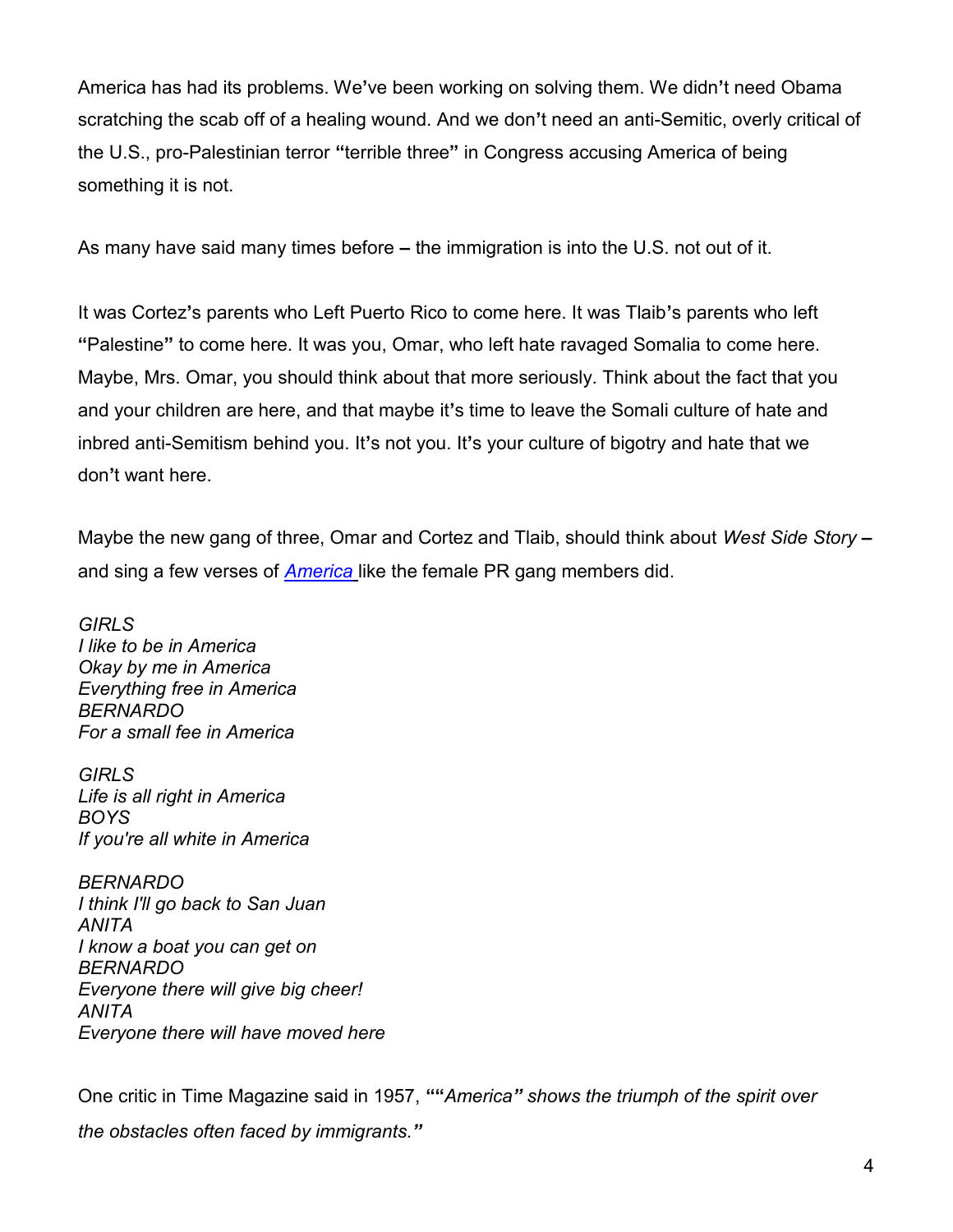America has had its problems. We've been working on solving them. We didn't need Obama scratching the scab off of a healing wound. And we don't need an anti-Semitic, overly critical of the U.S., pro-Palestinian terror "terrible three" in Congress accusing America of being something it is not.

As many have said many times before – the immigration is into the U.S. not out of it.

It was Cortez's parents who Left Puerto Rico to come here. It was Tlaib's parents who left "Palestine" to come here. It was you, Omar, who left hate ravaged Somalia to come here. Maybe, Mrs. Omar, you should think about that more seriously. Think about the fact that you and your children are here, and that maybe it's time to leave the Somali culture of hate and inbred anti-Semitism behind you. It's not you. It's your culture of bigotry and hate that we don't want here.

Maybe the new gang of three, Omar and Cortez and Tlaib, should think about *West Side Story* – and sing a few verses of [*America*] like the female PR gang members did.

*GIRLS*
*I like to be in America*
*Okay by me in America*
*Everything free in America*
*BERNARDO*
*For a small fee in America*

*GIRLS*
*Life is all right in America*
*BOYS*
*If you're all white in America*

*BERNARDO*
*I think I'll go back to San Juan*
*ANITA*
*I know a boat you can get on*
*BERNARDO*
*Everyone there will give big cheer!*
*ANITA*
*Everyone there will have moved here*

One critic in Time Magazine said in 1957, ""*America" shows the triumph of the spirit over the obstacles often faced by immigrants."*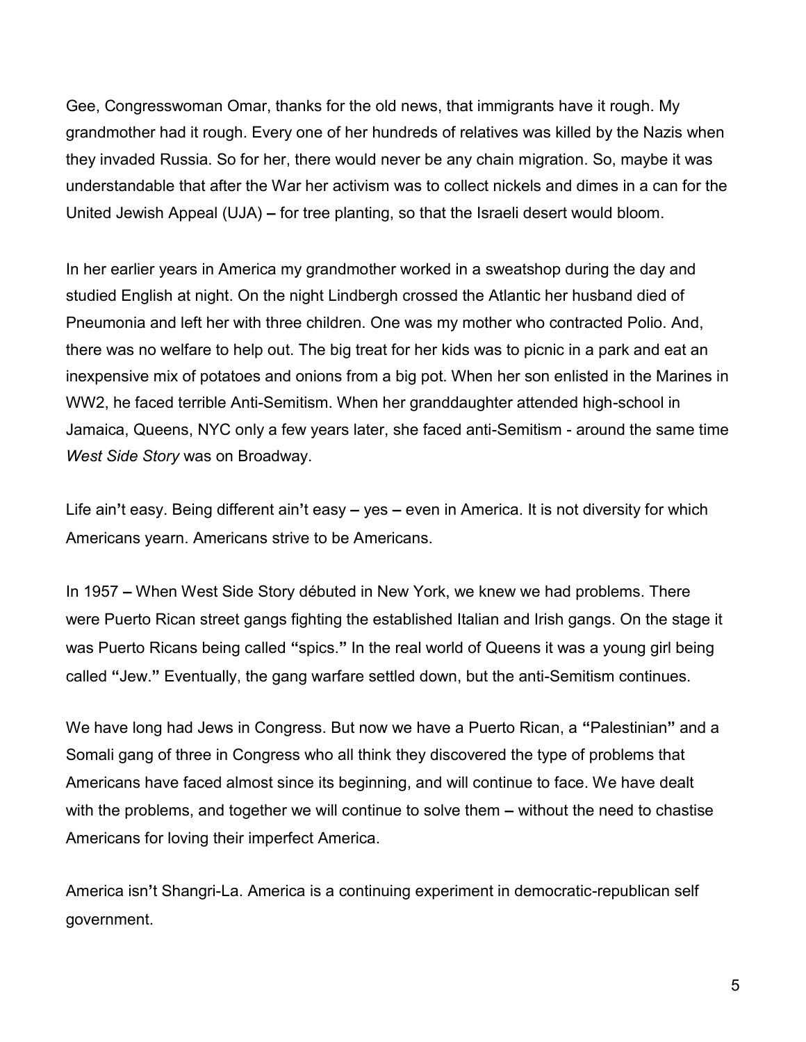Gee, Congresswoman Omar, thanks for the old news, that immigrants have it rough. My grandmother had it rough. Every one of her hundreds of relatives was killed by the Nazis when they invaded Russia. So for her, there would never be any chain migration. So, maybe it was understandable that after the War her activism was to collect nickels and dimes in a can for the United Jewish Appeal (UJA) – for tree planting, so that the Israeli desert would bloom.

In her earlier years in America my grandmother worked in a sweatshop during the day and studied English at night. On the night Lindbergh crossed the Atlantic her husband died of Pneumonia and left her with three children. One was my mother who contracted Polio. And, there was no welfare to help out. The big treat for her kids was to picnic in a park and eat an inexpensive mix of potatoes and onions from a big pot. When her son enlisted in the Marines in WW2, he faced terrible Anti-Semitism. When her granddaughter attended high-school in Jamaica, Queens, NYC only a few years later, she faced anti-Semitism - around the same time *West Side Story* was on Broadway.

Life ain't easy. Being different ain't easy – yes – even in America. It is not diversity for which Americans yearn. Americans strive to be Americans.

In 1957 – When West Side Story débuted in New York, we knew we had problems. There were Puerto Rican street gangs fighting the established Italian and Irish gangs. On the stage it was Puerto Ricans being called "spics." In the real world of Queens it was a young girl being called "Jew." Eventually, the gang warfare settled down, but the anti-Semitism continues.

We have long had Jews in Congress. But now we have a Puerto Rican, a "Palestinian" and a Somali gang of three in Congress who all think they discovered the type of problems that Americans have faced almost since its beginning, and will continue to face. We have dealt with the problems, and together we will continue to solve them – without the need to chastise Americans for loving their imperfect America.

America isn't Shangri-La. America is a continuing experiment in democratic-republican self government.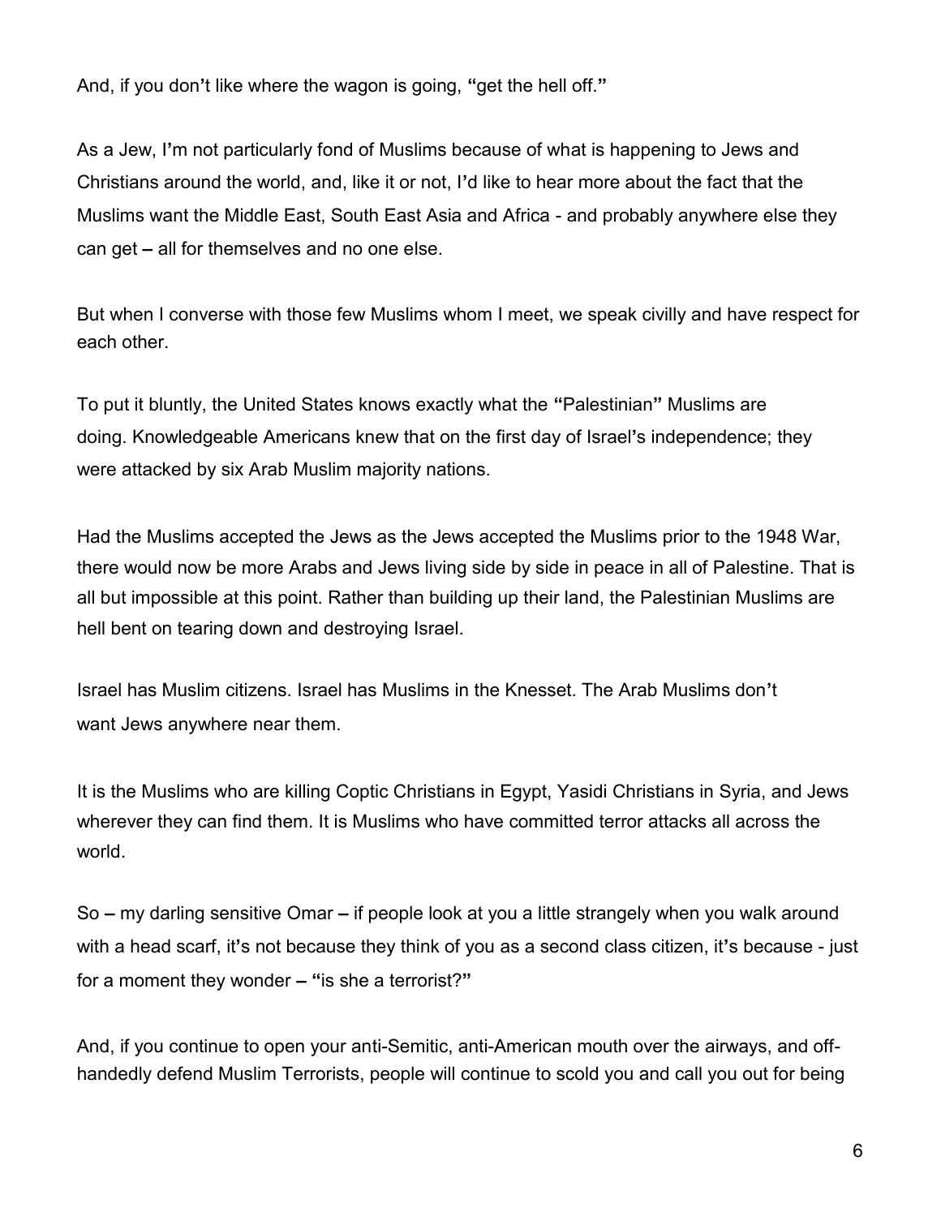And, if you don't like where the wagon is going, "get the hell off."

As a Jew, I'm not particularly fond of Muslims because of what is happening to Jews and Christians around the world, and, like it or not, I'd like to hear more about the fact that the Muslims want the Middle East, South East Asia and Africa - and probably anywhere else they can get – all for themselves and no one else.

But when I converse with those few Muslims whom I meet, we speak civilly and have respect for each other.

To put it bluntly, the United States knows exactly what the "Palestinian" Muslims are doing. Knowledgeable Americans knew that on the first day of Israel's independence; they were attacked by six Arab Muslim majority nations.

Had the Muslims accepted the Jews as the Jews accepted the Muslims prior to the 1948 War, there would now be more Arabs and Jews living side by side in peace in all of Palestine. That is all but impossible at this point. Rather than building up their land, the Palestinian Muslims are hell bent on tearing down and destroying Israel.

Israel has Muslim citizens. Israel has Muslims in the Knesset. The Arab Muslims don't want Jews anywhere near them.

It is the Muslims who are killing Coptic Christians in Egypt, Yasidi Christians in Syria, and Jews wherever they can find them. It is Muslims who have committed terror attacks all across the world.

So – my darling sensitive Omar – if people look at you a little strangely when you walk around with a head scarf, it's not because they think of you as a second class citizen, it's because - just for a moment they wonder – "is she a terrorist?"

And, if you continue to open your anti-Semitic, anti-American mouth over the airways, and off-handedly defend Muslim Terrorists, people will continue to scold you and call you out for being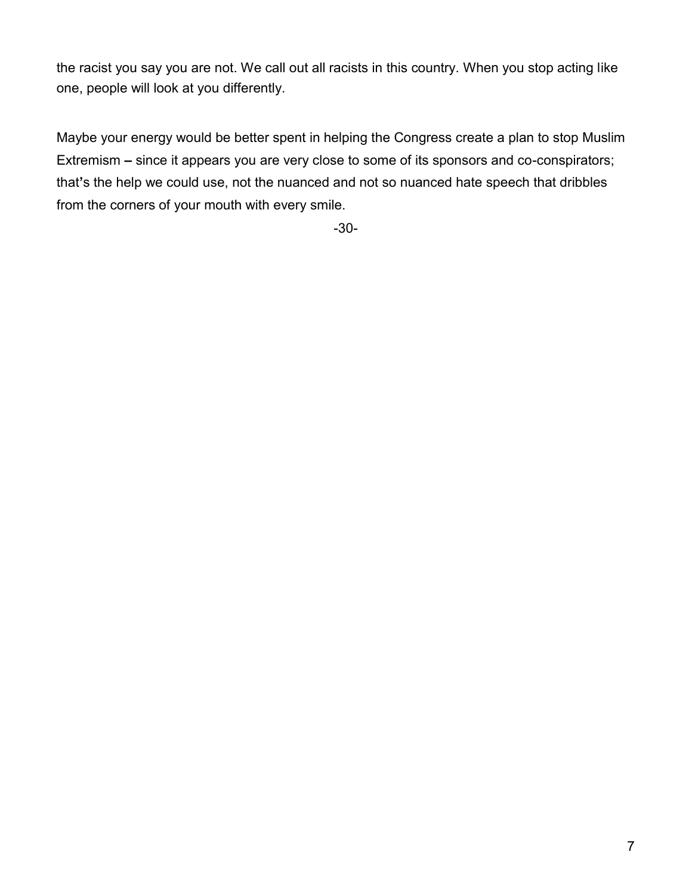the racist you say you are not. We call out all racists in this country. When you stop acting like one, people will look at you differently.

Maybe your energy would be better spent in helping the Congress create a plan to stop Muslim Extremism – since it appears you are very close to some of its sponsors and co-conspirators; that's the help we could use, not the nuanced and not so nuanced hate speech that dribbles from the corners of your mouth with every smile.

-30-